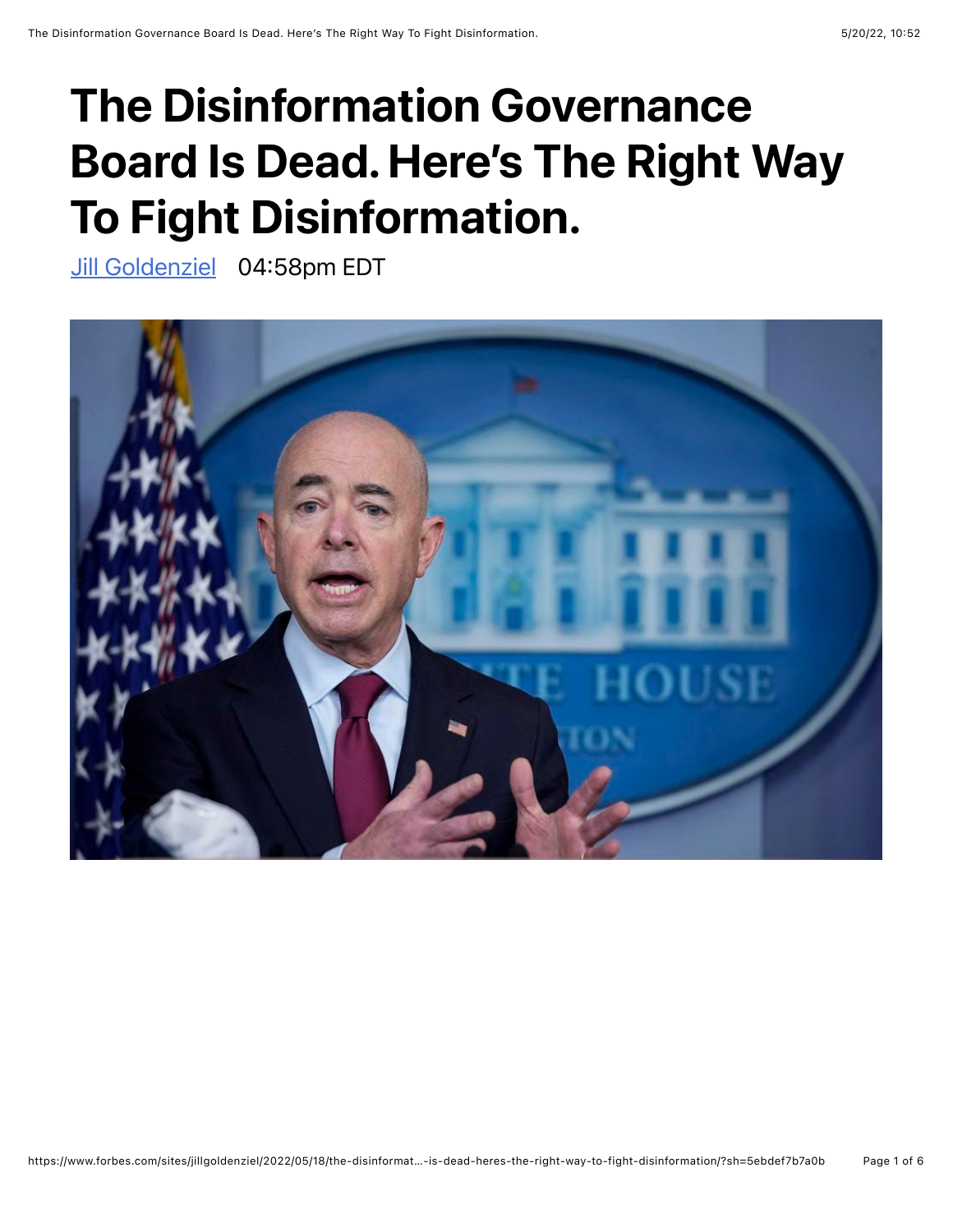# The Disinformation Governance Board Is Dead. Here's The Right Way To Fight Disinformation.

Jill Goldenziel 04:58pm EDT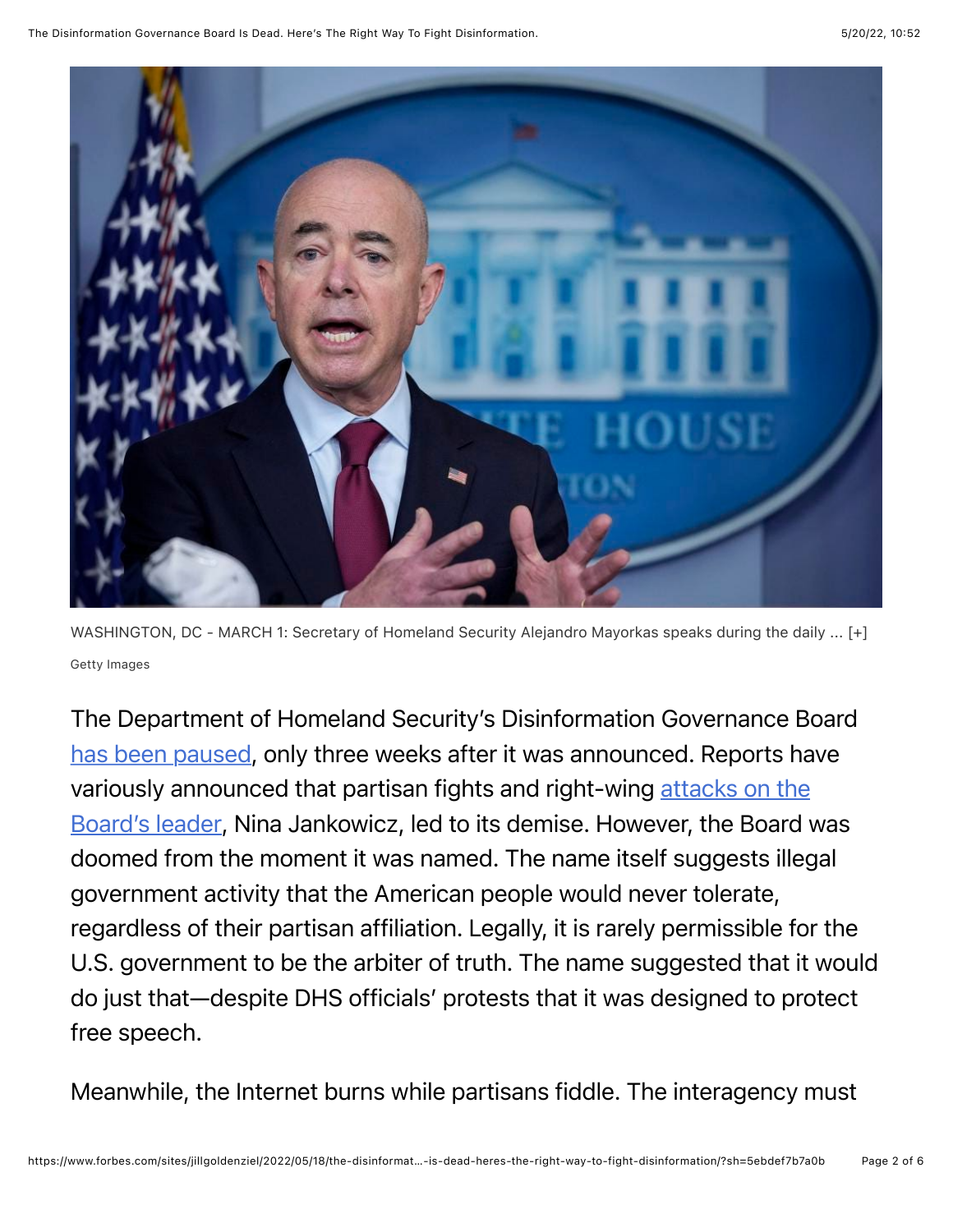WASHINGTON, DC - MARCH 1: Secretary of Homeland Security Alejandro Mayorkas speaks during the daily ... [+]

Getty Images

The Department of Homeland Security's Disinformation Governance Board has been paused, only three weeks after it was announced. Reports have variously announced that partisan fights and right-wing attacks on the Board's leader, Nina Jankowicz, led to its demise. However, the Board was doomed from the moment it was named. The name itself suggests illegal government activity that the American people would never tolerate, regardless of their partisan affiliation. Legally, it is rarely permissible for the U.S. government to be the arbiter of truth. The name suggested that it would do just that—despite DHS officials' protests that it was designed to protect free speech.

Meanwhile, the Internet burns while partisans fiddle. The interagency must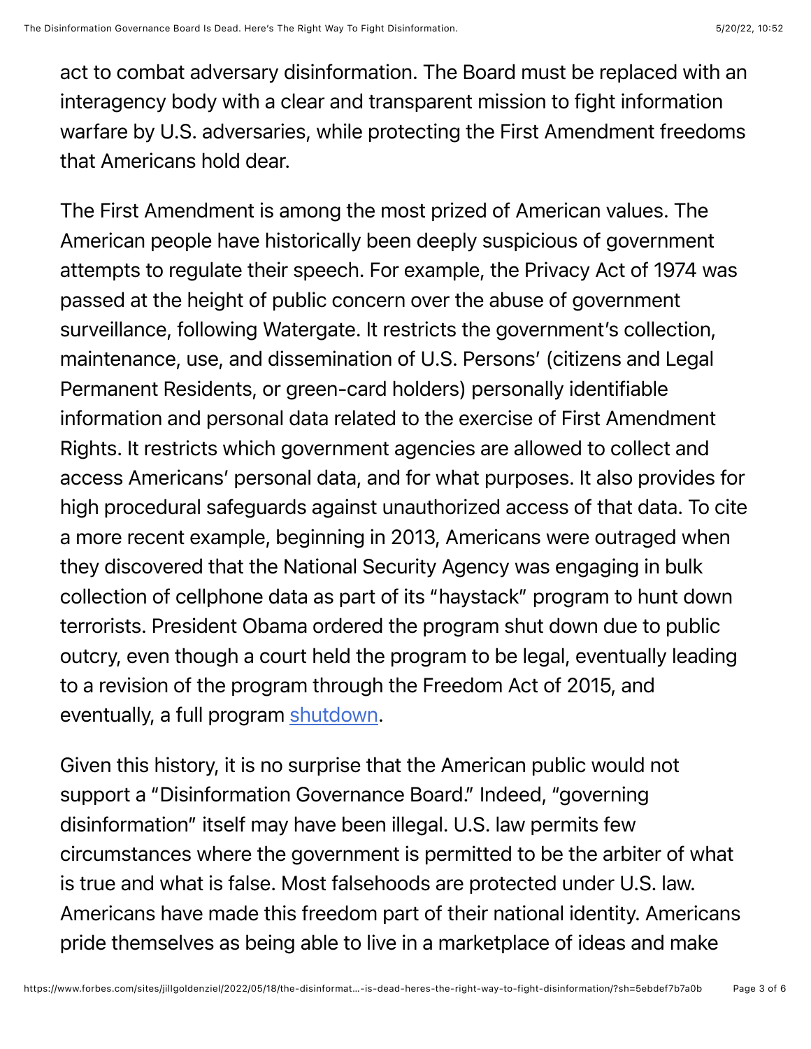act to combat adversary disinformation. The Board must be replaced with an interagency body with a clear and transparent mission to fight information warfare by U.S. adversaries, while protecting the First Amendment freedoms that Americans hold dear.

The First Amendment is among the most prized of American values. The American people have historically been deeply suspicious of government attempts to regulate their speech. For example, the Privacy Act of 1974 was passed at the height of public concern over the abuse of government surveillance, following Watergate. It restricts the government's collection, maintenance, use, and dissemination of U.S. Persons' (citizens and Legal Permanent Residents, or green-card holders) personally identifiable information and personal data related to the exercise of First Amendment Rights. It restricts which government agencies are allowed to collect and access Americans' personal data, and for what purposes. It also provides for high procedural safeguards against unauthorized access of that data. To cite a more recent example, beginning in 2013, Americans were outraged when they discovered that the National Security Agency was engaging in bulk collection of cellphone data as part of its "haystack" program to hunt down terrorists. President Obama ordered the program shut down due to public outcry, even though a court held the program to be legal, eventually leading to a revision of the program through the Freedom Act of 2015, and eventually, a full program shutdown.

Given this history, it is no surprise that the American public would not support a "Disinformation Governance Board." Indeed, "governing disinformation" itself may have been illegal. U.S. law permits few circumstances where the government is permitted to be the arbiter of what is true and what is false. Most falsehoods are protected under U.S. law. Americans have made this freedom part of their national identity. Americans pride themselves as being able to live in a marketplace of ideas and make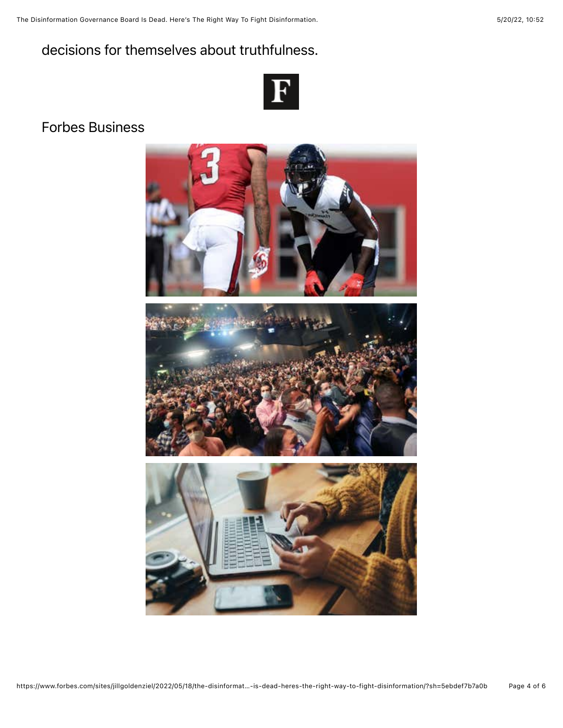decisions for themselves about truthfulness.

Forbes Business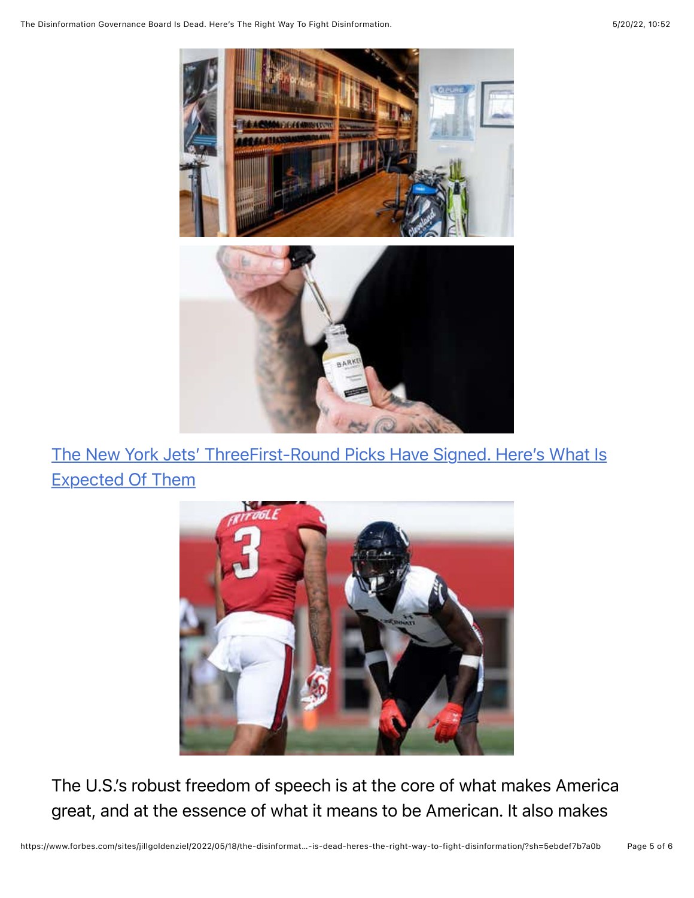[The New York Jets' ThreeFirst-Round Picks Have Signed. Here's What Is Expected Of Them]

The U.S.'s robust freedom of speech is at the core of what makes America great, and at the essence of what it means to be American. It also makes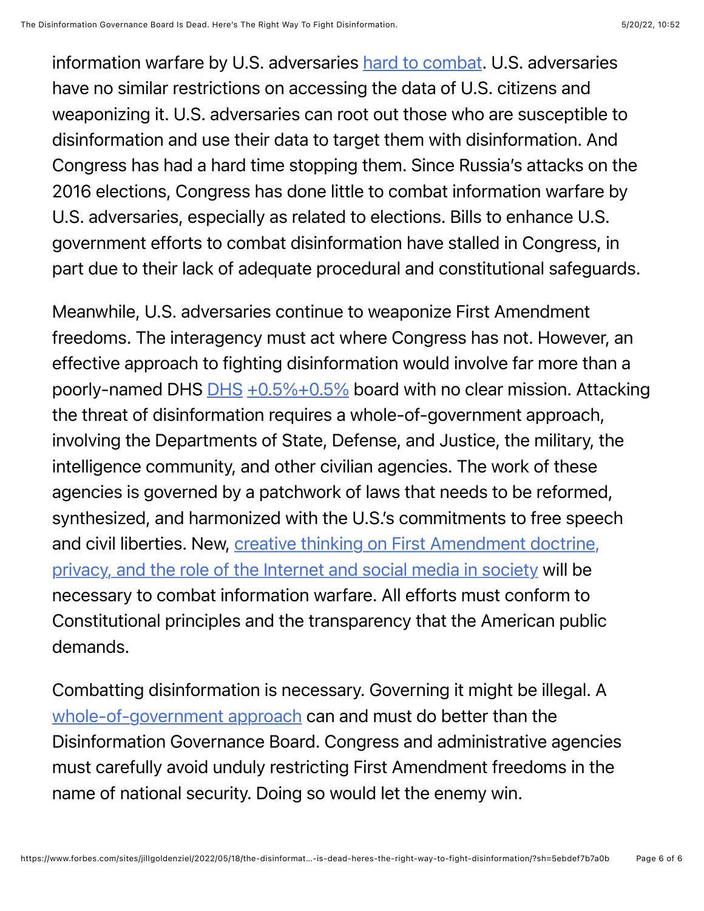information warfare by U.S. adversaries hard to combat. U.S. adversaries have no similar restrictions on accessing the data of U.S. citizens and weaponizing it. U.S. adversaries can root out those who are susceptible to disinformation and use their data to target them with disinformation. And Congress has had a hard time stopping them. Since Russia's attacks on the 2016 elections, Congress has done little to combat information warfare by U.S. adversaries, especially as related to elections. Bills to enhance U.S. government efforts to combat disinformation have stalled in Congress, in part due to their lack of adequate procedural and constitutional safeguards.

Meanwhile, U.S. adversaries continue to weaponize First Amendment freedoms. The interagency must act where Congress has not. However, an effective approach to fighting disinformation would involve far more than a poorly-named DHS DHS +0.5%+0.5% board with no clear mission. Attacking the threat of disinformation requires a whole-of-government approach, involving the Departments of State, Defense, and Justice, the military, the intelligence community, and other civilian agencies. The work of these agencies is governed by a patchwork of laws that needs to be reformed, synthesized, and harmonized with the U.S.'s commitments to free speech and civil liberties. New, creative thinking on First Amendment doctrine, privacy, and the role of the Internet and social media in society will be necessary to combat information warfare. All efforts must conform to Constitutional principles and the transparency that the American public demands.

Combatting disinformation is necessary. Governing it might be illegal. A whole-of-government approach can and must do better than the Disinformation Governance Board. Congress and administrative agencies must carefully avoid unduly restricting First Amendment freedoms in the name of national security. Doing so would let the enemy win.